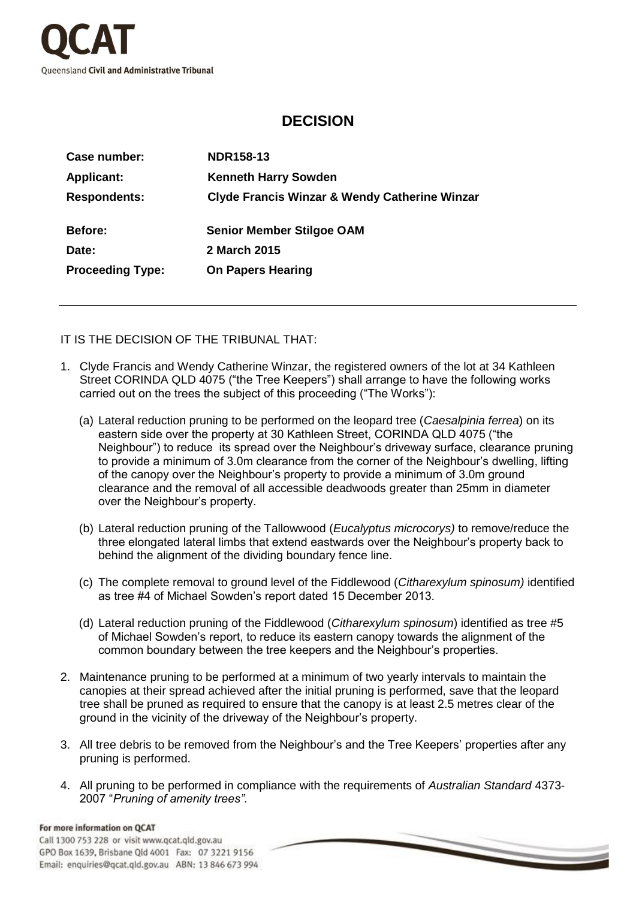QCAT

Queensland Civil and Administrative Tribunal

# DECISION

| | |
|---|---|
| **Case number:** | **NDR158-13** |
| **Applicant:** | **Kenneth Harry Sowden** |
| **Respondents:** | **Clyde Francis Winzar & Wendy Catherine Winzar** |
| **Before:** | **Senior Member Stilgoe OAM** |
| **Date:** | **2 March 2015** |
| **Proceeding Type:** | **On Papers Hearing** |

---

IT IS THE DECISION OF THE TRIBUNAL THAT:

1. Clyde Francis and Wendy Catherine Winzar, the registered owners of the lot at 34 Kathleen Street CORINDA QLD 4075 ("the Tree Keepers") shall arrange to have the following works carried out on the trees the subject of this proceeding ("The Works"):

   (a) Lateral reduction pruning to be performed on the leopard tree (*Caesalpinia ferrea*) on its eastern side over the property at 30 Kathleen Street, CORINDA QLD 4075 ("the Neighbour") to reduce its spread over the Neighbour's driveway surface, clearance pruning to provide a minimum of 3.0m clearance from the corner of the Neighbour's dwelling, lifting of the canopy over the Neighbour's property to provide a minimum of 3.0m ground clearance and the removal of all accessible deadwoods greater than 25mm in diameter over the Neighbour's property.

   (b) Lateral reduction pruning of the Tallowwood (*Eucalyptus microcorys)* to remove/reduce the three elongated lateral limbs that extend eastwards over the Neighbour's property back to behind the alignment of the dividing boundary fence line.

   (c) The complete removal to ground level of the Fiddlewood (*Citharexylum spinosum)* identified as tree #4 of Michael Sowden's report dated 15 December 2013.

   (d) Lateral reduction pruning of the Fiddlewood (*Citharexylum spinosum*) identified as tree #5 of Michael Sowden's report, to reduce its eastern canopy towards the alignment of the common boundary between the tree keepers and the Neighbour's properties.

2. Maintenance pruning to be performed at a minimum of two yearly intervals to maintain the canopies at their spread achieved after the initial pruning is performed, save that the leopard tree shall be pruned as required to ensure that the canopy is at least 2.5 metres clear of the ground in the vicinity of the driveway of the Neighbour's property.

3. All tree debris to be removed from the Neighbour's and the Tree Keepers' properties after any pruning is performed.

4. All pruning to be performed in compliance with the requirements of *Australian Standard* 4373-2007 "*Pruning of amenity trees"*.

**For more information on QCAT**
Call 1300 753 228 or visit www.qcat.qld.gov.au
GPO Box 1639, Brisbane Qld 4001 Fax: 07 3221 9156
Email: enquiries@qcat.qld.gov.au ABN: 13 846 673 994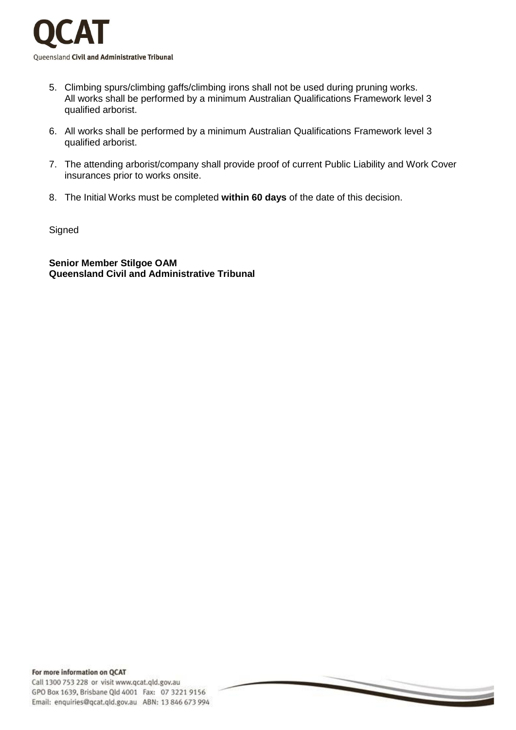5. Climbing spurs/climbing gaffs/climbing irons shall not be used during pruning works. All works shall be performed by a minimum Australian Qualifications Framework level 3 qualified arborist.

6. All works shall be performed by a minimum Australian Qualifications Framework level 3 qualified arborist.

7. The attending arborist/company shall provide proof of current Public Liability and Work Cover insurances prior to works onsite.

8. The Initial Works must be completed **within 60 days** of the date of this decision.

Signed

**Senior Member Stilgoe OAM**
**Queensland Civil and Administrative Tribunal**